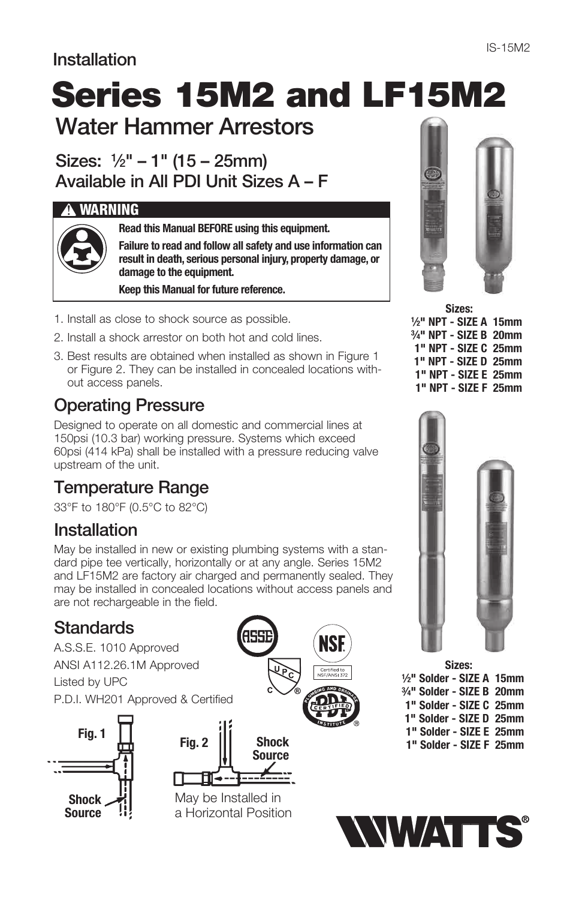Installation

IS-15M2

# Series 15M2 and LF15M2

## Water Hammer Arrestors

### Sizes: ½" – 1" (15 – 25mm)
### Available in All PDI Unit Sizes A – F

**⚠ WARNING**

**Read this Manual BEFORE using this equipment.**

**Failure to read and follow all safety and use information can result in death, serious personal injury, property damage, or damage to the equipment.**

**Keep this Manual for future reference.**

1. Install as close to shock source as possible.
2. Install a shock arrestor on both hot and cold lines.
3. Best results are obtained when installed as shown in Figure 1 or Figure 2. They can be installed in concealed locations without access panels.

## Operating Pressure

Designed to operate on all domestic and commercial lines at 150psi (10.3 bar) working pressure. Systems which exceed 60psi (414 kPa) shall be installed with a pressure reducing valve upstream of the unit.

## Temperature Range

33°F to 180°F (0.5°C to 82°C)

## Installation

May be installed in new or existing plumbing systems with a standard pipe tee vertically, horizontally or at any angle. Series 15M2 and LF15M2 are factory air charged and permanently sealed. They may be installed in concealed locations without access panels and are not rechargeable in the field.

## Standards

A.S.S.E. 1010 Approved

ANSI A112.26.1M Approved

Listed by UPC

P.D.I. WH201 Approved & Certified

Certified to NSF/ANSI 372

**Fig. 1**

**Shock Source**

**Fig. 2**

**Shock Source**

May be Installed in a Horizontal Position

**Sizes:**

**½" NPT - SIZE A 15mm**
**¾" NPT - SIZE B 20mm**
**1" NPT - SIZE C 25mm**
**1" NPT - SIZE D 25mm**
**1" NPT - SIZE E 25mm**
**1" NPT - SIZE F 25mm**

**Sizes:**

**½" Solder - SIZE A 15mm**
**¾" Solder - SIZE B 20mm**
**1" Solder - SIZE C 25mm**
**1" Solder - SIZE D 25mm**
**1" Solder - SIZE E 25mm**
**1" Solder - SIZE F 25mm**

WATTS®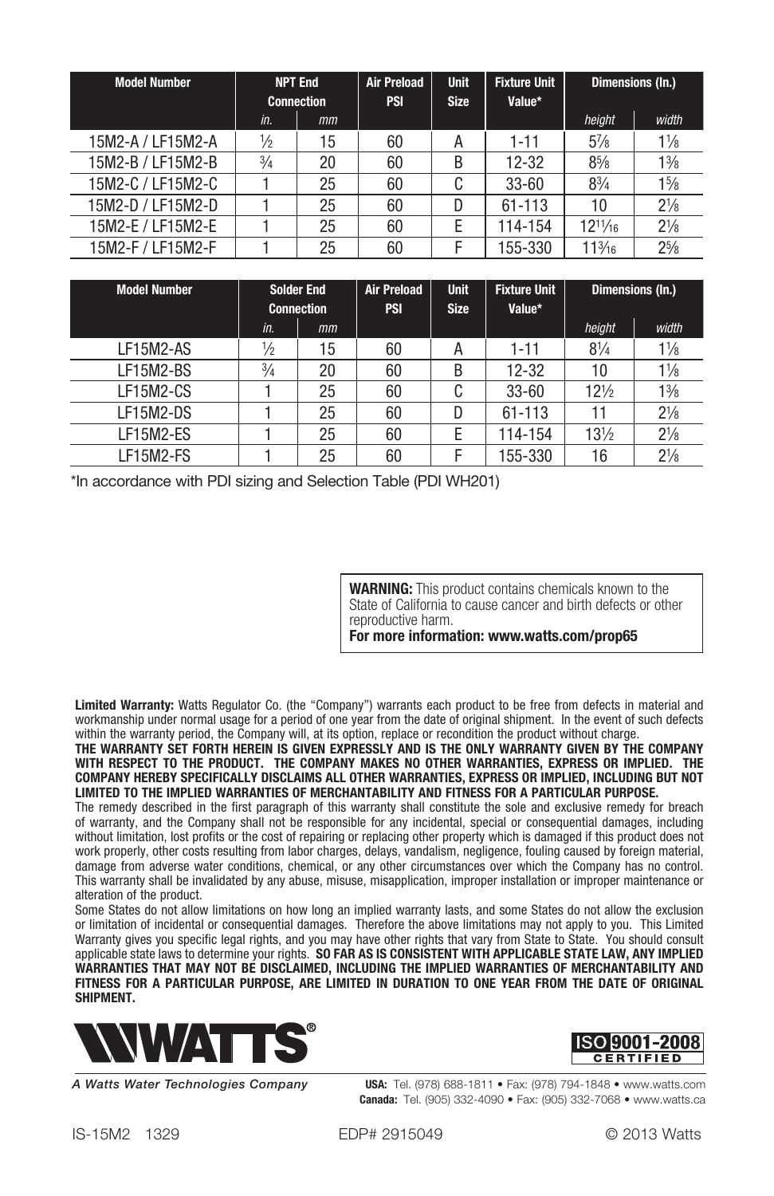| Model Number | NPT End Connection | | Air Preload PSI | Unit Size | Fixture Unit Value* | Dimensions (In.) | |
|---|---|---|---|---|---|---|---|
| | *in.* | *mm* | | | | *height* | *width* |
| 15M2-A / LF15M2-A | ½ | 15 | 60 | A | 1-11 | 5⅞ | 1⅛ |
| 15M2-B / LF15M2-B | ¾ | 20 | 60 | B | 12-32 | 8⅝ | 1⅜ |
| 15M2-C / LF15M2-C | 1 | 25 | 60 | C | 33-60 | 8¾ | 1⅝ |
| 15M2-D / LF15M2-D | 1 | 25 | 60 | D | 61-113 | 10 | 2⅛ |
| 15M2-E / LF15M2-E | 1 | 25 | 60 | E | 114-154 | 12 11/16 | 2⅛ |
| 15M2-F / LF15M2-F | 1 | 25 | 60 | F | 155-330 | 11 3/16 | 2⅝ |

| Model Number | Solder End Connection | | Air Preload PSI | Unit Size | Fixture Unit Value* | Dimensions (In.) | |
|---|---|---|---|---|---|---|---|
| | *in.* | *mm* | | | | *height* | *width* |
| LF15M2-AS | ½ | 15 | 60 | A | 1-11 | 8¼ | 1⅛ |
| LF15M2-BS | ¾ | 20 | 60 | B | 12-32 | 10 | 1⅛ |
| LF15M2-CS | 1 | 25 | 60 | C | 33-60 | 12½ | 1⅜ |
| LF15M2-DS | 1 | 25 | 60 | D | 61-113 | 11 | 2⅛ |
| LF15M2-ES | 1 | 25 | 60 | E | 114-154 | 13½ | 2⅛ |
| LF15M2-FS | 1 | 25 | 60 | F | 155-330 | 16 | 2⅛ |

*In accordance with PDI sizing and Selection Table (PDI WH201)

**WARNING:** This product contains chemicals known to the State of California to cause cancer and birth defects or other reproductive harm.
**For more information: www.watts.com/prop65**

**Limited Warranty:** Watts Regulator Co. (the "Company") warrants each product to be free from defects in material and workmanship under normal usage for a period of one year from the date of original shipment. In the event of such defects within the warranty period, the Company will, at its option, replace or recondition the product without charge.

**THE WARRANTY SET FORTH HEREIN IS GIVEN EXPRESSLY AND IS THE ONLY WARRANTY GIVEN BY THE COMPANY WITH RESPECT TO THE PRODUCT. THE COMPANY MAKES NO OTHER WARRANTIES, EXPRESS OR IMPLIED. THE COMPANY HEREBY SPECIFICALLY DISCLAIMS ALL OTHER WARRANTIES, EXPRESS OR IMPLIED, INCLUDING BUT NOT LIMITED TO THE IMPLIED WARRANTIES OF MERCHANTABILITY AND FITNESS FOR A PARTICULAR PURPOSE.**

The remedy described in the first paragraph of this warranty shall constitute the sole and exclusive remedy for breach of warranty, and the Company shall not be responsible for any incidental, special or consequential damages, including without limitation, lost profits or the cost of repairing or replacing other property which is damaged if this product does not work properly, other costs resulting from labor charges, delays, vandalism, negligence, fouling caused by foreign material, damage from adverse water conditions, chemical, or any other circumstances over which the Company has no control. This warranty shall be invalidated by any abuse, misuse, misapplication, improper installation or improper maintenance or alteration of the product.

Some States do not allow limitations on how long an implied warranty lasts, and some States do not allow the exclusion or limitation of incidental or consequential damages. Therefore the above limitations may not apply to you. This Limited Warranty gives you specific legal rights, and you may have other rights that vary from State to State. You should consult applicable state laws to determine your rights. **SO FAR AS IS CONSISTENT WITH APPLICABLE STATE LAW, ANY IMPLIED WARRANTIES THAT MAY NOT BE DISCLAIMED, INCLUDING THE IMPLIED WARRANTIES OF MERCHANTABILITY AND FITNESS FOR A PARTICULAR PURPOSE, ARE LIMITED IN DURATION TO ONE YEAR FROM THE DATE OF ORIGINAL SHIPMENT.**

WATTS®

*A Watts Water Technologies Company*

ISO 9001-2008 CERTIFIED

**USA:** Tel. (978) 688-1811 • Fax: (978) 794-1848 • www.watts.com
**Canada:** Tel. (905) 332-4090 • Fax: (905) 332-7068 • www.watts.ca

IS-15M2 1329 EDP# 2915049 © 2013 Watts